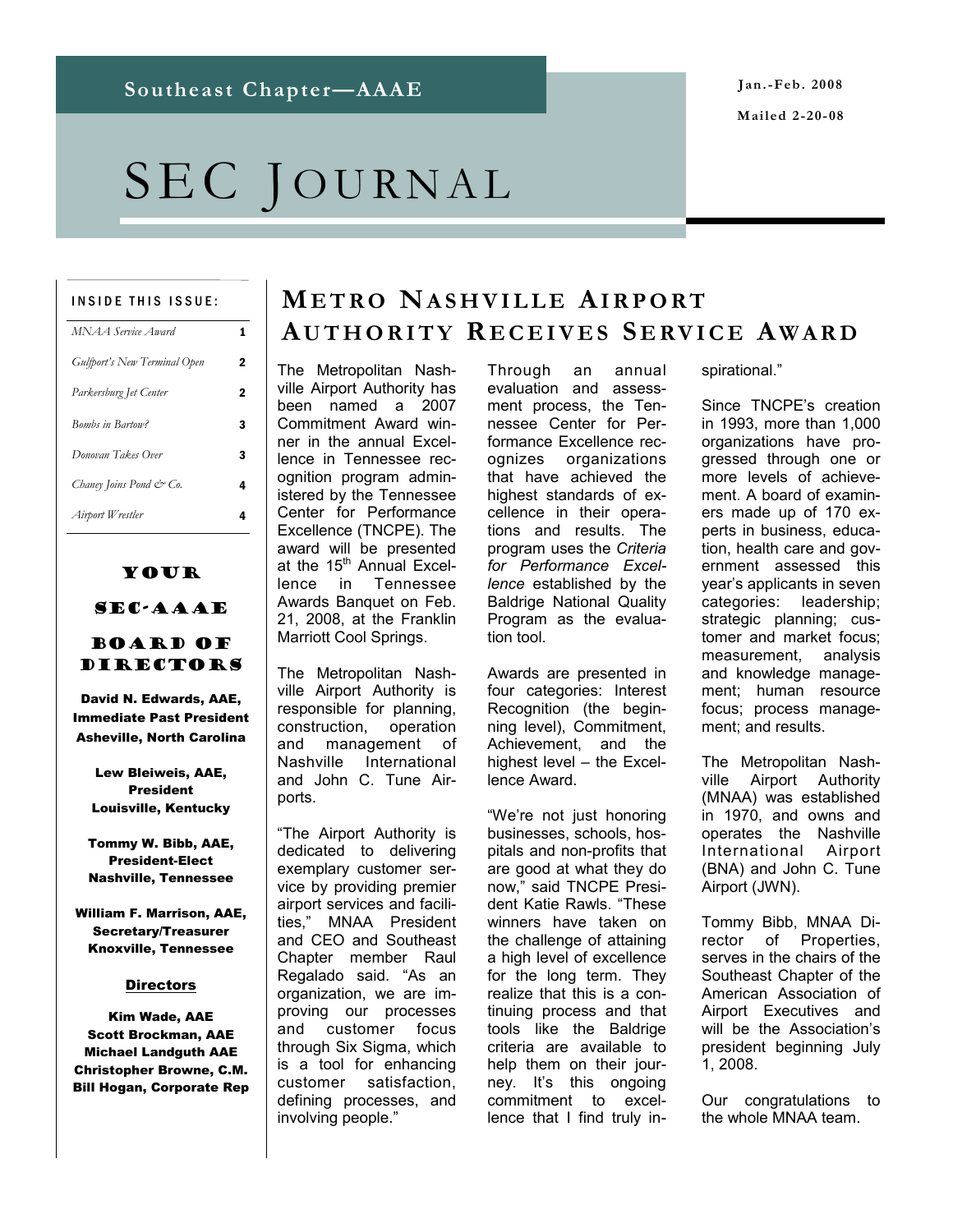Southeast Chapter—AAAE

Jan.-Feb. 2008

Mailed 2-20-08

# SEC JOURNAL

**INSIDE THIS ISSUE:**

| | |
|---|---|
| *MNAA Service Award* | 1 |
| *Gulfport's New Terminal Open* | 2 |
| *Parkersburg Jet Center* | 2 |
| *Bombs in Bartow?* | 3 |
| *Donovan Takes Over* | 3 |
| *Chaney Joins Pond & Co.* | 4 |
| *Airport Wrestler* | 4 |

## YOUR SEC-AAAE BOARD OF DIRECTORS

**David N. Edwards, AAE, Immediate Past President Asheville, North Carolina**

**Lew Bleiweis, AAE, President Louisville, Kentucky**

**Tommy W. Bibb, AAE, President-Elect Nashville, Tennessee**

**William F. Marrison, AAE, Secretary/Treasurer Knoxville, Tennessee**

**Directors**

**Kim Wade, AAE**
**Scott Brockman, AAE**
**Michael Landguth AAE**
**Christopher Browne, C.M.**
**Bill Hogan, Corporate Rep**

# METRO NASHVILLE AIRPORT AUTHORITY RECEIVES SERVICE AWARD

The Metropolitan Nashville Airport Authority has been named a 2007 Commitment Award winner in the annual Excellence in Tennessee recognition program administered by the Tennessee Center for Performance Excellence (TNCPE). The award will be presented at the 15th Annual Excellence in Tennessee Awards Banquet on Feb. 21, 2008, at the Franklin Marriott Cool Springs.

The Metropolitan Nashville Airport Authority is responsible for planning, construction, operation and management of Nashville International and John C. Tune Airports.

"The Airport Authority is dedicated to delivering exemplary customer service by providing premier airport services and facilities," MNAA President and CEO and Southeast Chapter member Raul Regalado said. "As an organization, we are improving our processes and customer focus through Six Sigma, which is a tool for enhancing customer satisfaction, defining processes, and involving people."

Through an annual evaluation and assessment process, the Tennessee Center for Performance Excellence recognizes organizations that have achieved the highest standards of excellence in their operations and results. The program uses the *Criteria for Performance Excellence* established by the Baldrige National Quality Program as the evaluation tool.

Awards are presented in four categories: Interest Recognition (the beginning level), Commitment, Achievement, and the highest level – the Excellence Award.

"We're not just honoring businesses, schools, hospitals and non-profits that are good at what they do now," said TNCPE President Katie Rawls. "These winners have taken on the challenge of attaining a high level of excellence for the long term. They realize that this is a continuing process and that tools like the Baldrige criteria are available to help them on their journey. It's this ongoing commitment to excellence that I find truly inspirational."

Since TNCPE's creation in 1993, more than 1,000 organizations have progressed through one or more levels of achievement. A board of examiners made up of 170 experts in business, education, health care and government assessed this year's applicants in seven categories: leadership; strategic planning; customer and market focus; measurement, analysis and knowledge management; human resource focus; process management; and results.

The Metropolitan Nashville Airport Authority (MNAA) was established in 1970, and owns and operates the Nashville International Airport (BNA) and John C. Tune Airport (JWN).

Tommy Bibb, MNAA Director of Properties, serves in the chairs of the Southeast Chapter of the American Association of Airport Executives and will be the Association's president beginning July 1, 2008.

Our congratulations to the whole MNAA team.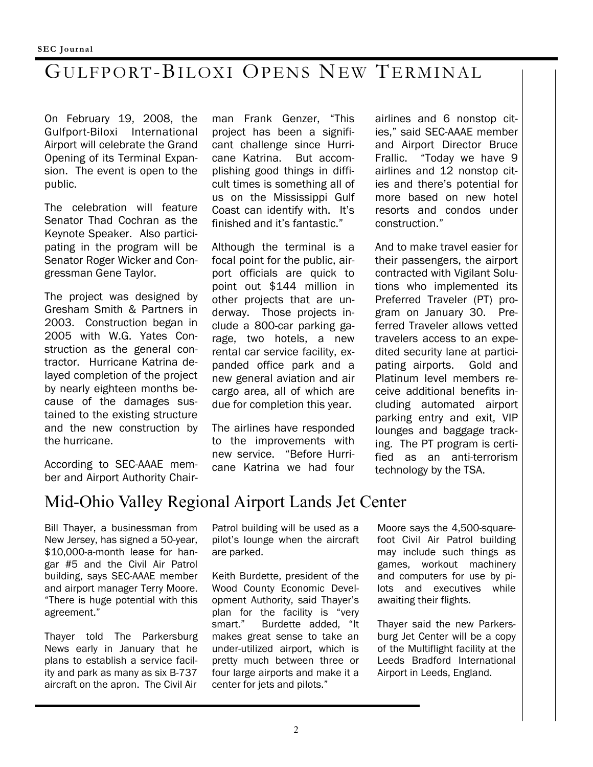# Gulfport-Biloxi Opens New Terminal

On February 19, 2008, the Gulfport-Biloxi International Airport will celebrate the Grand Opening of its Terminal Expansion. The event is open to the public.

The celebration will feature Senator Thad Cochran as the Keynote Speaker. Also participating in the program will be Senator Roger Wicker and Congressman Gene Taylor.

The project was designed by Gresham Smith & Partners in 2003. Construction began in 2005 with W.G. Yates Construction as the general contractor. Hurricane Katrina delayed completion of the project by nearly eighteen months because of the damages sustained to the existing structure and the new construction by the hurricane.

According to SEC-AAAE member and Airport Authority Chairman Frank Genzer, "This project has been a significant challenge since Hurricane Katrina. But accomplishing good things in difficult times is something all of us on the Mississippi Gulf Coast can identify with. It's finished and it's fantastic."

Although the terminal is a focal point for the public, airport officials are quick to point out $144 million in other projects that are underway. Those projects include a 800-car parking garage, two hotels, a new rental car service facility, expanded office park and a new general aviation and air cargo area, all of which are due for completion this year.

The airlines have responded to the improvements with new service. "Before Hurricane Katrina we had four airlines and 6 nonstop cities," said SEC-AAAE member and Airport Director Bruce Frallic. "Today we have 9 airlines and 12 nonstop cities and there's potential for more based on new hotel resorts and condos under construction."

And to make travel easier for their passengers, the airport contracted with Vigilant Solutions who implemented its Preferred Traveler (PT) program on January 30. Preferred Traveler allows vetted travelers access to an expedited security lane at participating airports. Gold and Platinum level members receive additional benefits including automated airport parking entry and exit, VIP lounges and baggage tracking. The PT program is certified as an anti-terrorism technology by the TSA.

# Mid-Ohio Valley Regional Airport Lands Jet Center

Bill Thayer, a businessman from New Jersey, has signed a 50-year, $10,000-a-month lease for hangar #5 and the Civil Air Patrol building, says SEC-AAAE member and airport manager Terry Moore. "There is huge potential with this agreement."

Thayer told The Parkersburg News early in January that he plans to establish a service facility and park as many as six B-737 aircraft on the apron. The Civil Air Patrol building will be used as a pilot's lounge when the aircraft are parked.

Keith Burdette, president of the Wood County Economic Development Authority, said Thayer's plan for the facility is "very smart." Burdette added, "It makes great sense to take an under-utilized airport, which is pretty much between three or four large airports and make it a center for jets and pilots."

Moore says the 4,500-square-foot Civil Air Patrol building may include such things as games, workout machinery and computers for use by pilots and executives while awaiting their flights.

Thayer said the new Parkersburg Jet Center will be a copy of the Multiflight facility at the Leeds Bradford International Airport in Leeds, England.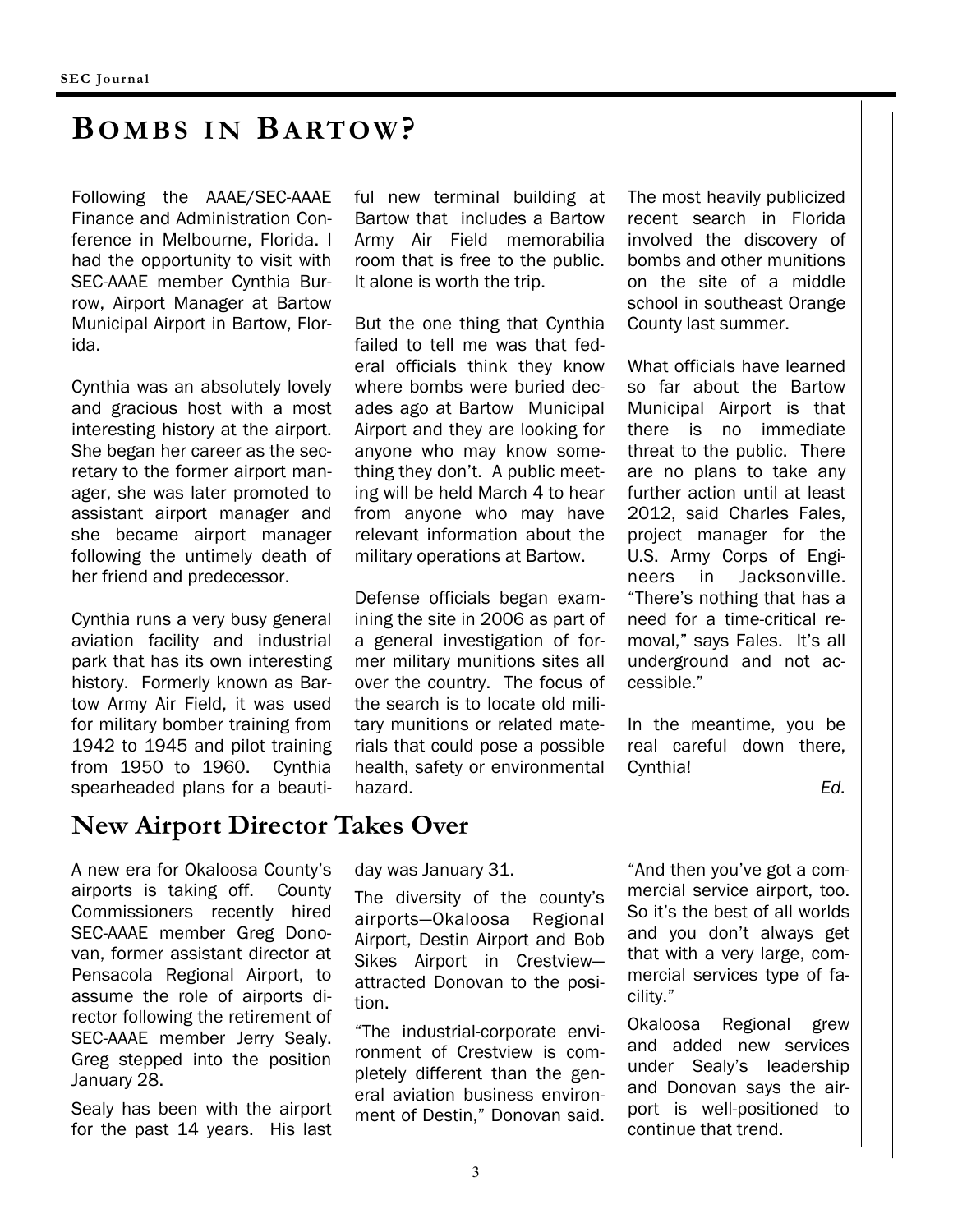# Bombs in Bartow?

Following the AAAE/SEC-AAAE Finance and Administration Conference in Melbourne, Florida. I had the opportunity to visit with SEC-AAAE member Cynthia Burrow, Airport Manager at Bartow Municipal Airport in Bartow, Florida.

Cynthia was an absolutely lovely and gracious host with a most interesting history at the airport. She began her career as the secretary to the former airport manager, she was later promoted to assistant airport manager and she became airport manager following the untimely death of her friend and predecessor.

Cynthia runs a very busy general aviation facility and industrial park that has its own interesting history. Formerly known as Bartow Army Air Field, it was used for military bomber training from 1942 to 1945 and pilot training from 1950 to 1960. Cynthia spearheaded plans for a beautiful new terminal building at Bartow that includes a Bartow Army Air Field memorabilia room that is free to the public. It alone is worth the trip.

But the one thing that Cynthia failed to tell me was that federal officials think they know where bombs were buried decades ago at Bartow Municipal Airport and they are looking for anyone who may know something they don't. A public meeting will be held March 4 to hear from anyone who may have relevant information about the military operations at Bartow.

Defense officials began examining the site in 2006 as part of a general investigation of former military munitions sites all over the country. The focus of the search is to locate old military munitions or related materials that could pose a possible health, safety or environmental hazard.

The most heavily publicized recent search in Florida involved the discovery of bombs and other munitions on the site of a middle school in southeast Orange County last summer.

What officials have learned so far about the Bartow Municipal Airport is that there is no immediate threat to the public. There are no plans to take any further action until at least 2012, said Charles Fales, project manager for the U.S. Army Corps of Engineers in Jacksonville. "There's nothing that has a need for a time-critical removal," says Fales. It's all underground and not accessible."

In the meantime, you be real careful down there, Cynthia!

*Ed.*

## New Airport Director Takes Over

A new era for Okaloosa County's airports is taking off. County Commissioners recently hired SEC-AAAE member Greg Donovan, former assistant director at Pensacola Regional Airport, to assume the role of airports director following the retirement of SEC-AAAE member Jerry Sealy. Greg stepped into the position January 28.

Sealy has been with the airport for the past 14 years. His last day was January 31.

The diversity of the county's airports—Okaloosa Regional Airport, Destin Airport and Bob Sikes Airport in Crestview—attracted Donovan to the position.

"The industrial-corporate environment of Crestview is completely different than the general aviation business environment of Destin," Donovan said. "And then you've got a commercial service airport, too. So it's the best of all worlds and you don't always get that with a very large, commercial services type of facility."

Okaloosa Regional grew and added new services under Sealy's leadership and Donovan says the airport is well-positioned to continue that trend.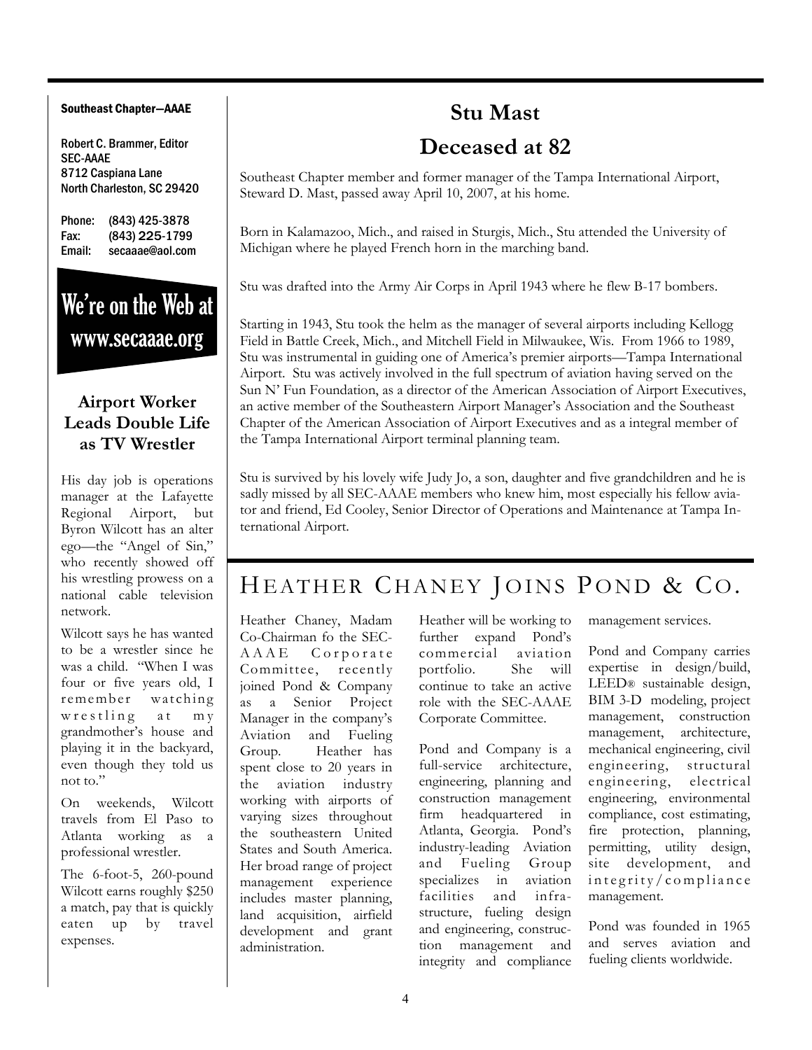**Southeast Chapter—AAAE**

Robert C. Brammer, Editor
SEC-AAAE
8712 Caspiana Lane
North Charleston, SC 29420

Phone: (843) 425-3878
Fax: (843) 225-1799
Email: secaaae@aol.com

**We're on the Web at www.secaaae.org**

### Airport Worker Leads Double Life as TV Wrestler

His day job is operations manager at the Lafayette Regional Airport, but Byron Wilcott has an alter ego—the "Angel of Sin," who recently showed off his wrestling prowess on a national cable television network.

Wilcott says he has wanted to be a wrestler since he was a child. "When I was four or five years old, I remember watching wrestling at my grandmother's house and playing it in the backyard, even though they told us not to."

On weekends, Wilcott travels from El Paso to Atlanta working as a professional wrestler.

The 6-foot-5, 260-pound Wilcott earns roughly $250 a match, pay that is quickly eaten up by travel expenses.

## Stu Mast Deceased at 82

Southeast Chapter member and former manager of the Tampa International Airport, Steward D. Mast, passed away April 10, 2007, at his home.

Born in Kalamazoo, Mich., and raised in Sturgis, Mich., Stu attended the University of Michigan where he played French horn in the marching band.

Stu was drafted into the Army Air Corps in April 1943 where he flew B-17 bombers.

Starting in 1943, Stu took the helm as the manager of several airports including Kellogg Field in Battle Creek, Mich., and Mitchell Field in Milwaukee, Wis. From 1966 to 1989, Stu was instrumental in guiding one of America's premier airports—Tampa International Airport. Stu was actively involved in the full spectrum of aviation having served on the Sun N' Fun Foundation, as a director of the American Association of Airport Executives, an active member of the Southeastern Airport Manager's Association and the Southeast Chapter of the American Association of Airport Executives and as a integral member of the Tampa International Airport terminal planning team.

Stu is survived by his lovely wife Judy Jo, a son, daughter and five grandchildren and he is sadly missed by all SEC-AAAE members who knew him, most especially his fellow aviator and friend, Ed Cooley, Senior Director of Operations and Maintenance at Tampa International Airport.

## Heather Chaney Joins Pond & Co.

Heather Chaney, Madam Co-Chairman fo the SEC-AAAE Corporate Committee, recently joined Pond & Company as a Senior Project Manager in the company's Aviation and Fueling Group. Heather has spent close to 20 years in the aviation industry working with airports of varying sizes throughout the southeastern United States and South America. Her broad range of project management experience includes master planning, land acquisition, airfield development and grant administration.

Heather will be working to further expand Pond's commercial aviation portfolio. She will continue to take an active role with the SEC-AAAE Corporate Committee.

Pond and Company is a full-service architecture, engineering, planning and construction management firm headquartered in Atlanta, Georgia. Pond's industry-leading Aviation and Fueling Group specializes in aviation facilities and infrastructure, fueling design and engineering, construction management and integrity and compliance management services.

Pond and Company carries expertise in design/build, LEED® sustainable design, BIM 3-D modeling, project management, construction management, architecture, mechanical engineering, civil engineering, structural engineering, electrical engineering, environmental compliance, cost estimating, fire protection, planning, permitting, utility design, site development, and integrity/compliance management.

Pond was founded in 1965 and serves aviation and fueling clients worldwide.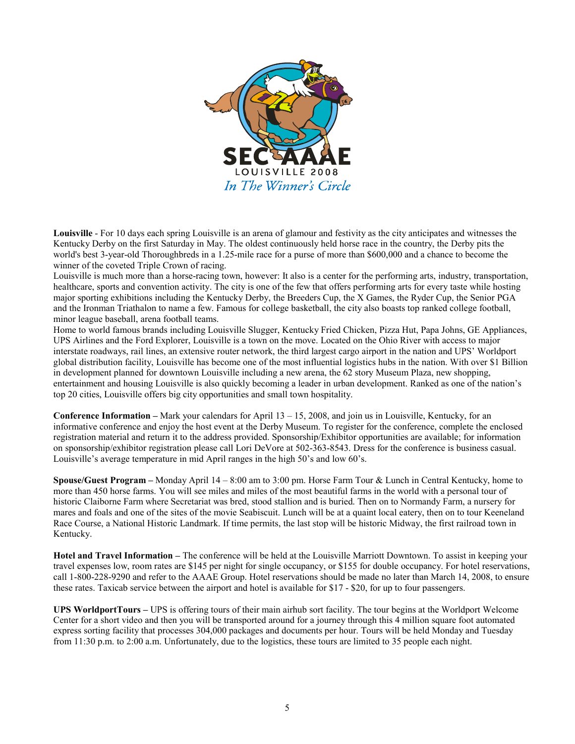SEC AAAE

LOUISVILLE 2008

*In The Winner's Circle*

**Louisville** - For 10 days each spring Louisville is an arena of glamour and festivity as the city anticipates and witnesses the Kentucky Derby on the first Saturday in May. The oldest continuously held horse race in the country, the Derby pits the world's best 3-year-old Thoroughbreds in a 1.25-mile race for a purse of more than $600,000 and a chance to become the winner of the coveted Triple Crown of racing.

Louisville is much more than a horse-racing town, however: It also is a center for the performing arts, industry, transportation, healthcare, sports and convention activity. The city is one of the few that offers performing arts for every taste while hosting major sporting exhibitions including the Kentucky Derby, the Breeders Cup, the X Games, the Ryder Cup, the Senior PGA and the Ironman Triathalon to name a few. Famous for college basketball, the city also boasts top ranked college football, minor league baseball, arena football teams.

Home to world famous brands including Louisville Slugger, Kentucky Fried Chicken, Pizza Hut, Papa Johns, GE Appliances, UPS Airlines and the Ford Explorer, Louisville is a town on the move. Located on the Ohio River with access to major interstate roadways, rail lines, an extensive router network, the third largest cargo airport in the nation and UPS' Worldport global distribution facility, Louisville has become one of the most influential logistics hubs in the nation. With over $1 Billion in development planned for downtown Louisville including a new arena, the 62 story Museum Plaza, new shopping, entertainment and housing Louisville is also quickly becoming a leader in urban development. Ranked as one of the nation's top 20 cities, Louisville offers big city opportunities and small town hospitality.

**Conference Information –** Mark your calendars for April 13 – 15, 2008, and join us in Louisville, Kentucky, for an informative conference and enjoy the host event at the Derby Museum. To register for the conference, complete the enclosed registration material and return it to the address provided. Sponsorship/Exhibitor opportunities are available; for information on sponsorship/exhibitor registration please call Lori DeVore at 502-363-8543. Dress for the conference is business casual. Louisville's average temperature in mid April ranges in the high 50's and low 60's.

**Spouse/Guest Program –** Monday April 14 – 8:00 am to 3:00 pm. Horse Farm Tour & Lunch in Central Kentucky, home to more than 450 horse farms. You will see miles and miles of the most beautiful farms in the world with a personal tour of historic Claiborne Farm where Secretariat was bred, stood stallion and is buried. Then on to Normandy Farm, a nursery for mares and foals and one of the sites of the movie Seabiscuit. Lunch will be at a quaint local eatery, then on to tour Keeneland Race Course, a National Historic Landmark. If time permits, the last stop will be historic Midway, the first railroad town in Kentucky.

**Hotel and Travel Information –** The conference will be held at the Louisville Marriott Downtown. To assist in keeping your travel expenses low, room rates are $145 per night for single occupancy, or $155 for double occupancy. For hotel reservations, call 1-800-228-9290 and refer to the AAAE Group. Hotel reservations should be made no later than March 14, 2008, to ensure these rates. Taxicab service between the airport and hotel is available for $17 - $20, for up to four passengers.

**UPS WorldportTours –** UPS is offering tours of their main airhub sort facility. The tour begins at the Worldport Welcome Center for a short video and then you will be transported around for a journey through this 4 million square foot automated express sorting facility that processes 304,000 packages and documents per hour. Tours will be held Monday and Tuesday from 11:30 p.m. to 2:00 a.m. Unfortunately, due to the logistics, these tours are limited to 35 people each night.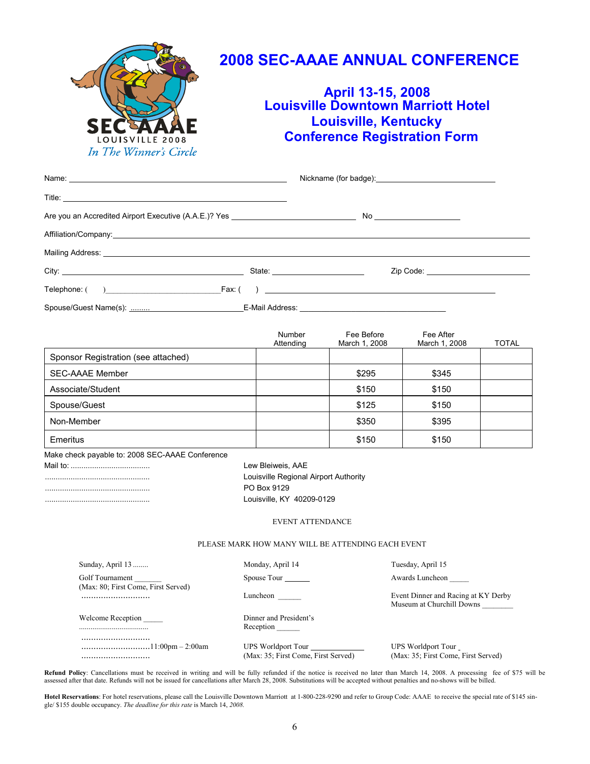SEC AAAE
LOUISVILLE 2008
*In The Winner's Circle*

# 2008 SEC-AAAE ANNUAL CONFERENCE

## April 13-15, 2008
## Louisville Downtown Marriott Hotel
## Louisville, Kentucky
## Conference Registration Form

Name: ______________________________ Nickname (for badge): ____________________

Title: ______________________________

Are you an Accredited Airport Executive (A.A.E.)? Yes ____________________ No ______________

Affiliation/Company: ______________________________________________________

Mailing Address: ______________________________________________________

City: ______________________ State: ______________ Zip Code: ______________

Telephone: ( ) ____________________ Fax: ( ) ______________________________

Spouse/Guest Name(s): ......... ____________________ E-Mail Address: ______________________

| | Number Attending | Fee Before March 1, 2008 | Fee After March 1, 2008 | TOTAL |
|---|---|---|---|---|
| Sponsor Registration (see attached) | | | | |
| SEC-AAAE Member | | $295 | $345 | |
| Associate/Student | | $150 | $150 | |
| Spouse/Guest | | $125 | $150 | |
| Non-Member | | $350 | $395 | |
| Emeritus | | $150 | $150 | |

Make check payable to: 2008 SEC-AAAE Conference

Mail to:

Lew Bleiweis, AAE
Louisville Regional Airport Authority
PO Box 9129
Louisville, KY 40209-0129

EVENT ATTENDANCE

PLEASE MARK HOW MANY WILL BE ATTENDING EACH EVENT

**Sunday, April 13**

Golf Tournament _______
(Max: 80; First Come, First Served)

Welcome Reception _____

11:00pm – 2:00am

**Monday, April 14**

Spouse Tour ______

Luncheon ______

Dinner and President's Reception ______

UPS Worldport Tour _____________
(Max: 35; First Come, First Served)

**Tuesday, April 15**

Awards Luncheon _____

Event Dinner and Racing at KY Derby Museum at Churchill Downs ________

UPS Worldport Tour _
(Max: 35; First Come, First Served)

**Refund Policy**: Cancellations must be received in writing and will be fully refunded if the notice is received no later than March 14, 2008. A processing fee of $75 will be assessed after that date. Refunds will not be issued for cancellations after March 28, 2008. Substitutions will be accepted without penalties and no-shows will be billed.

**Hotel Reservations**: For hotel reservations, please call the Louisville Downtown Marriott at 1-800-228-9290 and refer to Group Code: AAAE to receive the special rate of $145 single/ $155 double occupancy. *The deadline for this rate* is March 14, *2008.*